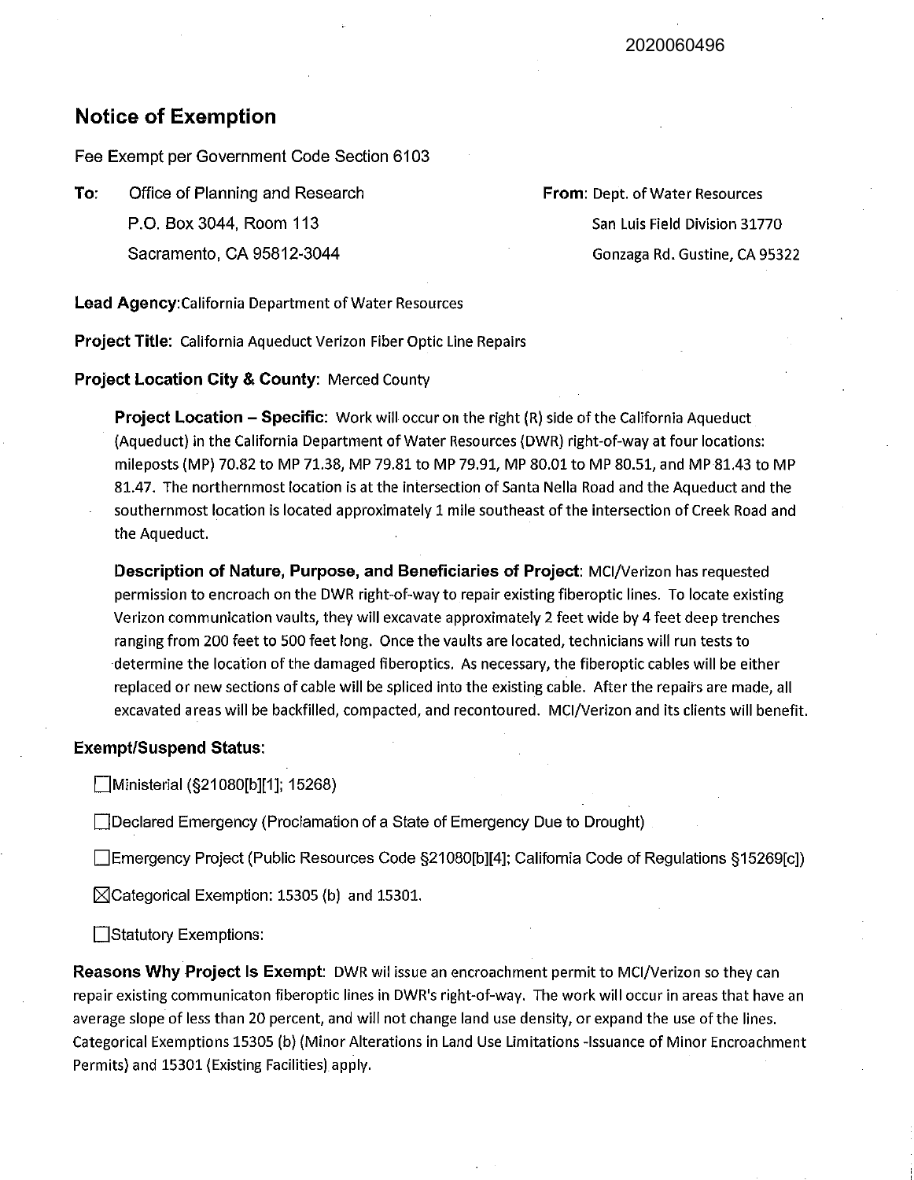2020060496

# Notice of Exemption

Fee Exempt per Government Code Section 6103

**To:** Office of Planning and Research
P.O. Box 3044, Room 113
Sacramento, CA 95812-3044

**From:** Dept. of Water Resources
San Luis Field Division 31770
Gonzaga Rd. Gustine, CA 95322

**Lead Agency:** California Department of Water Resources

**Project Title:** California Aqueduct Verizon Fiber Optic Line Repairs

**Project Location City & County:** Merced County

**Project Location – Specific:** Work will occur on the right (R) side of the California Aqueduct (Aqueduct) in the California Department of Water Resources (DWR) right-of-way at four locations: mileposts (MP) 70.82 to MP 71.38, MP 79.81 to MP 79.91, MP 80.01 to MP 80.51, and MP 81.43 to MP 81.47. The northernmost location is at the intersection of Santa Nella Road and the Aqueduct and the southernmost location is located approximately 1 mile southeast of the intersection of Creek Road and the Aqueduct.

**Description of Nature, Purpose, and Beneficiaries of Project:** MCI/Verizon has requested permission to encroach on the DWR right-of-way to repair existing fiberoptic lines. To locate existing Verizon communication vaults, they will excavate approximately 2 feet wide by 4 feet deep trenches ranging from 200 feet to 500 feet long. Once the vaults are located, technicians will run tests to determine the location of the damaged fiberoptics. As necessary, the fiberoptic cables will be either replaced or new sections of cable will be spliced into the existing cable. After the repairs are made, all excavated areas will be backfilled, compacted, and recontoured. MCI/Verizon and its clients will benefit.

**Exempt/Suspend Status:**

☐ Ministerial (§21080[b][1]; 15268)

☐ Declared Emergency (Proclamation of a State of Emergency Due to Drought)

☐ Emergency Project (Public Resources Code §21080[b][4]; California Code of Regulations §15269[c])

☒ Categorical Exemption: 15305 (b) and 15301.

☐ Statutory Exemptions:

**Reasons Why Project Is Exempt:** DWR wil issue an encroachment permit to MCI/Verizon so they can repair existing communicaton fiberoptic lines in DWR's right-of-way. The work will occur in areas that have an average slope of less than 20 percent, and will not change land use density, or expand the use of the lines. Categorical Exemptions 15305 (b) (Minor Alterations in Land Use Limitations -Issuance of Minor Encroachment Permits) and 15301 (Existing Facilities) apply.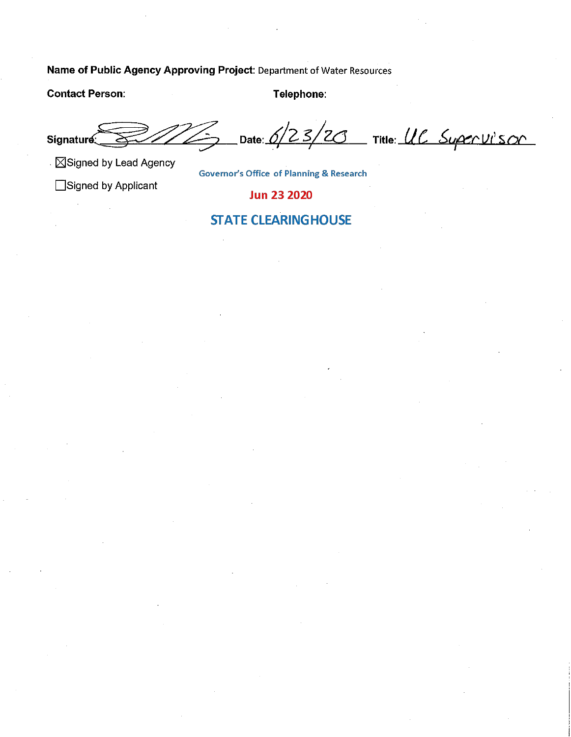**Name of Public Agency Approving Project:** Department of Water Resources

**Contact Person:**

**Telephone:**

**Signature:** ____________ **Date:** 6/23/20 **Title:** UC Supervisor

☒ Signed by Lead Agency

☐ Signed by Applicant

Governor's Office of Planning & Research

Jun 23 2020

STATE CLEARINGHOUSE